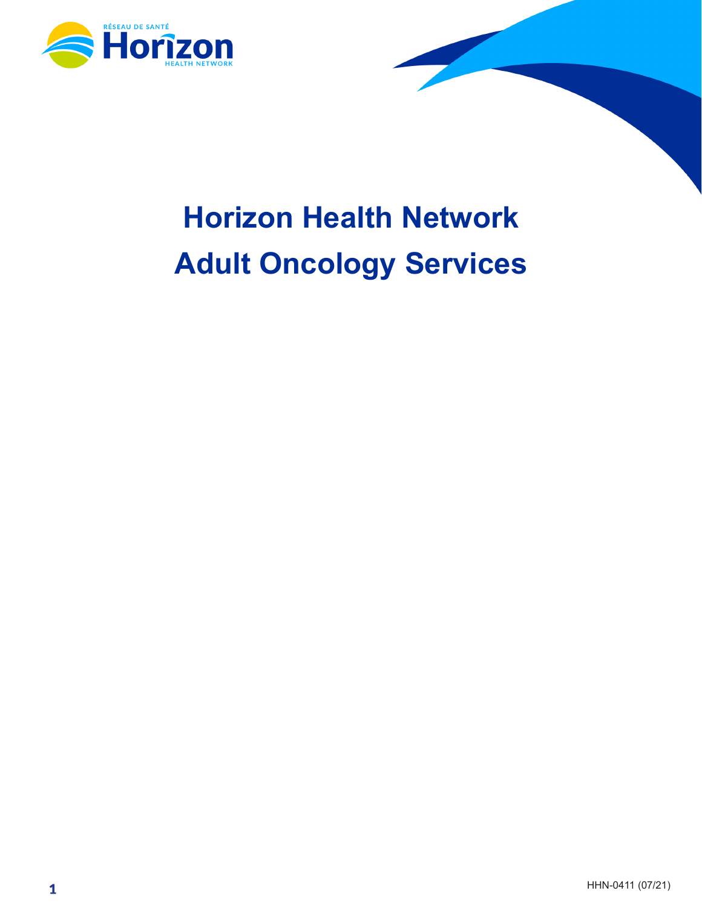# Horizon Health Network
# Adult Oncology Services

HHN-0411 (07/21)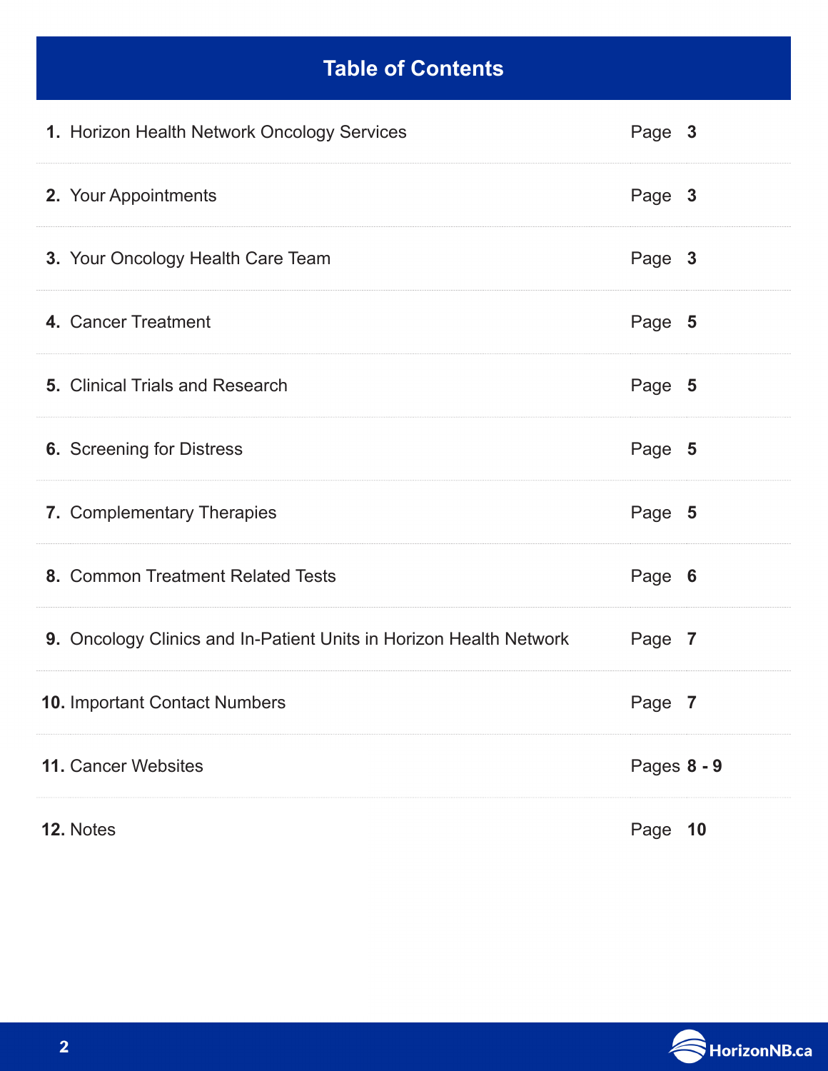## Table of Contents

| | |
|---|---|
| **1.** Horizon Health Network Oncology Services | Page **3** |
| **2.** Your Appointments | Page **3** |
| **3.** Your Oncology Health Care Team | Page **3** |
| **4.** Cancer Treatment | Page **5** |
| **5.** Clinical Trials and Research | Page **5** |
| **6.** Screening for Distress | Page **5** |
| **7.** Complementary Therapies | Page **5** |
| **8.** Common Treatment Related Tests | Page **6** |
| **9.** Oncology Clinics and In-Patient Units in Horizon Health Network | Page **7** |
| **10.** Important Contact Numbers | Page **7** |
| **11.** Cancer Websites | Pages **8 - 9** |
| **12.** Notes | Page **10** |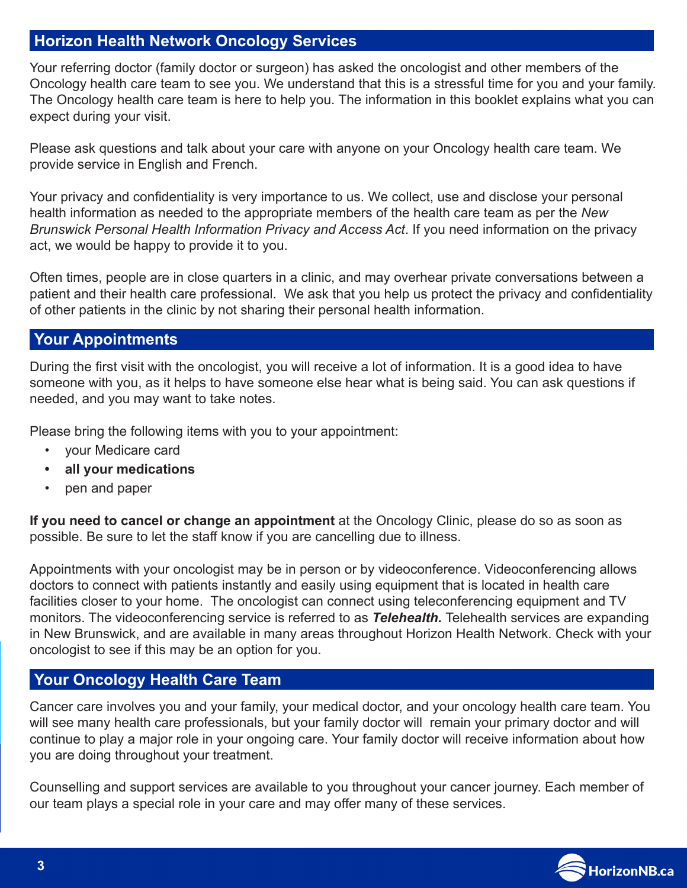## Horizon Health Network Oncology Services

Your referring doctor (family doctor or surgeon) has asked the oncologist and other members of the Oncology health care team to see you. We understand that this is a stressful time for you and your family. The Oncology health care team is here to help you. The information in this booklet explains what you can expect during your visit.

Please ask questions and talk about your care with anyone on your Oncology health care team. We provide service in English and French.

Your privacy and confidentiality is very importance to us. We collect, use and disclose your personal health information as needed to the appropriate members of the health care team as per the *New Brunswick Personal Health Information Privacy and Access Act*. If you need information on the privacy act, we would be happy to provide it to you.

Often times, people are in close quarters in a clinic, and may overhear private conversations between a patient and their health care professional. We ask that you help us protect the privacy and confidentiality of other patients in the clinic by not sharing their personal health information.

## Your Appointments

During the first visit with the oncologist, you will receive a lot of information. It is a good idea to have someone with you, as it helps to have someone else hear what is being said. You can ask questions if needed, and you may want to take notes.

Please bring the following items with you to your appointment:

- your Medicare card
- **all your medications**
- pen and paper

**If you need to cancel or change an appointment** at the Oncology Clinic, please do so as soon as possible. Be sure to let the staff know if you are cancelling due to illness.

Appointments with your oncologist may be in person or by videoconference. Videoconferencing allows doctors to connect with patients instantly and easily using equipment that is located in health care facilities closer to your home. The oncologist can connect using teleconferencing equipment and TV monitors. The videoconferencing service is referred to as ***Telehealth.*** Telehealth services are expanding in New Brunswick, and are available in many areas throughout Horizon Health Network. Check with your oncologist to see if this may be an option for you.

## Your Oncology Health Care Team

Cancer care involves you and your family, your medical doctor, and your oncology health care team. You will see many health care professionals, but your family doctor will remain your primary doctor and will continue to play a major role in your ongoing care. Your family doctor will receive information about how you are doing throughout your treatment.

Counselling and support services are available to you throughout your cancer journey. Each member of our team plays a special role in your care and may offer many of these services.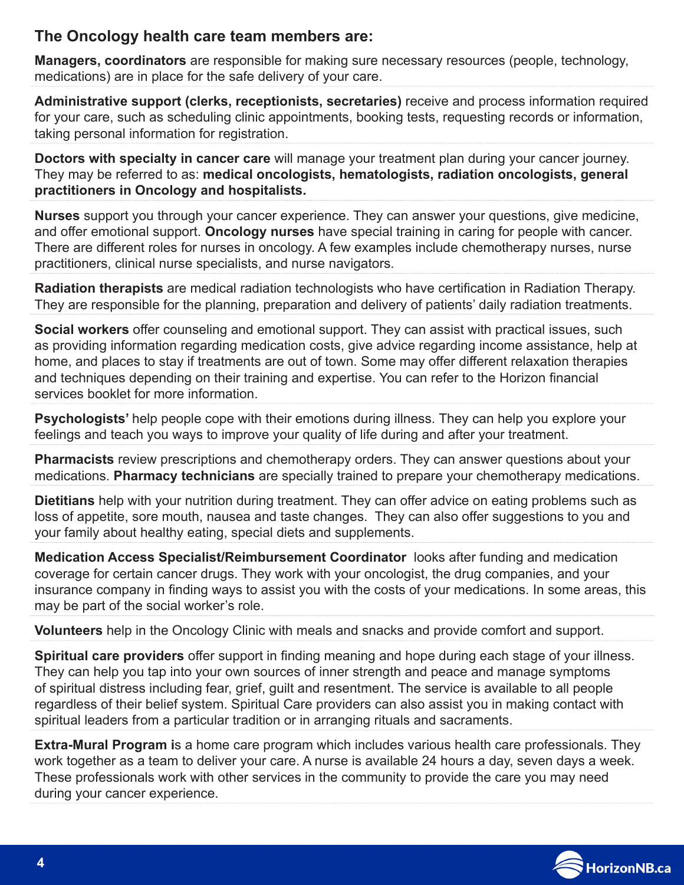## The Oncology health care team members are:

**Managers, coordinators** are responsible for making sure necessary resources (people, technology, medications) are in place for the safe delivery of your care.

**Administrative support (clerks, receptionists, secretaries)** receive and process information required for your care, such as scheduling clinic appointments, booking tests, requesting records or information, taking personal information for registration.

**Doctors with specialty in cancer care** will manage your treatment plan during your cancer journey. They may be referred to as: **medical oncologists, hematologists, radiation oncologists, general practitioners in Oncology and hospitalists.**

**Nurses** support you through your cancer experience. They can answer your questions, give medicine, and offer emotional support. **Oncology nurses** have special training in caring for people with cancer. There are different roles for nurses in oncology. A few examples include chemotherapy nurses, nurse practitioners, clinical nurse specialists, and nurse navigators.

**Radiation therapists** are medical radiation technologists who have certification in Radiation Therapy. They are responsible for the planning, preparation and delivery of patients' daily radiation treatments.

**Social workers** offer counseling and emotional support. They can assist with practical issues, such as providing information regarding medication costs, give advice regarding income assistance, help at home, and places to stay if treatments are out of town. Some may offer different relaxation therapies and techniques depending on their training and expertise. You can refer to the Horizon financial services booklet for more information.

**Psychologists'** help people cope with their emotions during illness. They can help you explore your feelings and teach you ways to improve your quality of life during and after your treatment.

**Pharmacists** review prescriptions and chemotherapy orders. They can answer questions about your medications. **Pharmacy technicians** are specially trained to prepare your chemotherapy medications.

**Dietitians** help with your nutrition during treatment. They can offer advice on eating problems such as loss of appetite, sore mouth, nausea and taste changes. They can also offer suggestions to you and your family about healthy eating, special diets and supplements.

**Medication Access Specialist/Reimbursement Coordinator** looks after funding and medication coverage for certain cancer drugs. They work with your oncologist, the drug companies, and your insurance company in finding ways to assist you with the costs of your medications. In some areas, this may be part of the social worker's role.

**Volunteers** help in the Oncology Clinic with meals and snacks and provide comfort and support.

**Spiritual care providers** offer support in finding meaning and hope during each stage of your illness. They can help you tap into your own sources of inner strength and peace and manage symptoms of spiritual distress including fear, grief, guilt and resentment. The service is available to all people regardless of their belief system. Spiritual Care providers can also assist you in making contact with spiritual leaders from a particular tradition or in arranging rituals and sacraments.

**Extra-Mural Program i**s a home care program which includes various health care professionals. They work together as a team to deliver your care. A nurse is available 24 hours a day, seven days a week. These professionals work with other services in the community to provide the care you may need during your cancer experience.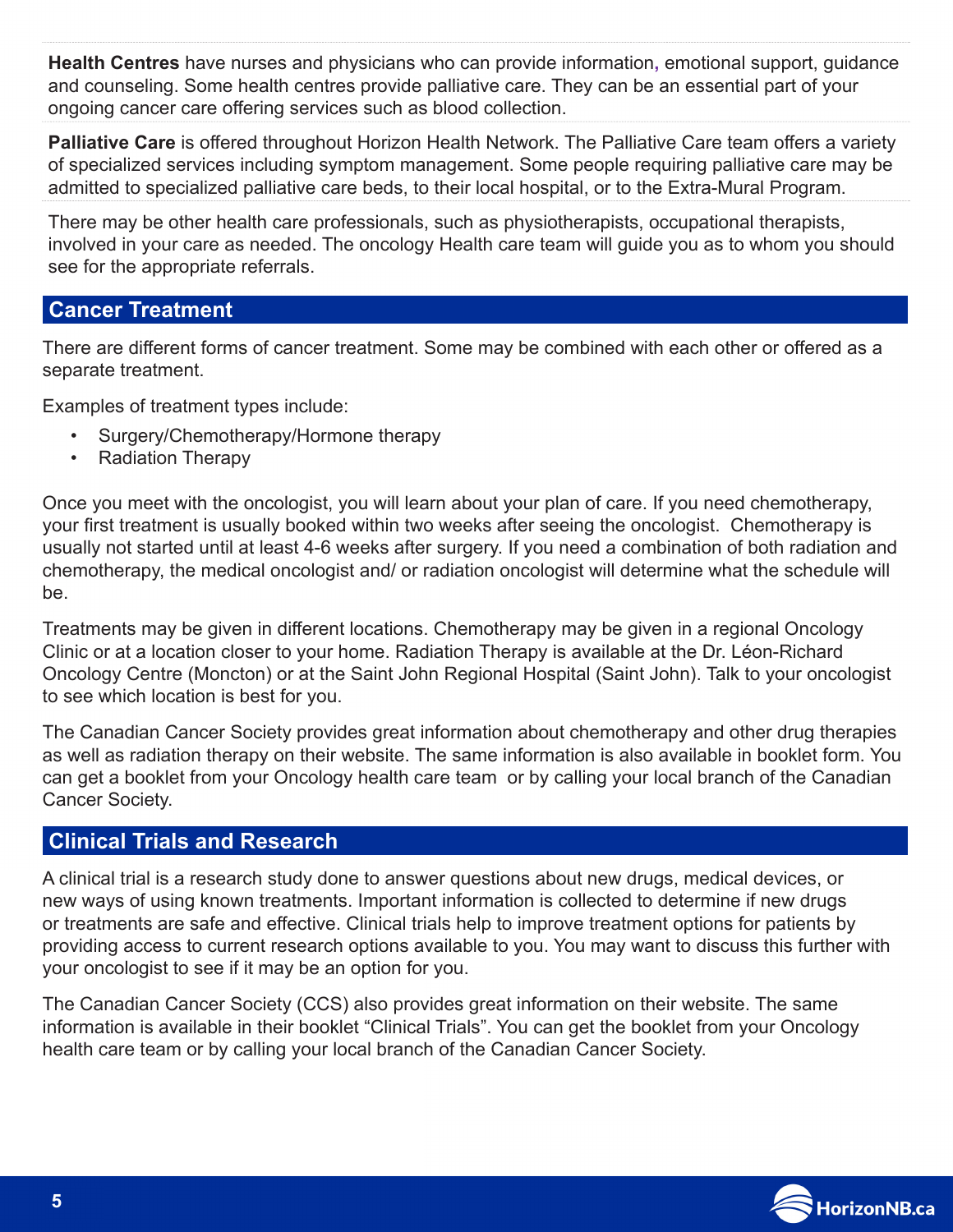**Health Centres** have nurses and physicians who can provide information, emotional support, guidance and counseling. Some health centres provide palliative care. They can be an essential part of your ongoing cancer care offering services such as blood collection.

**Palliative Care** is offered throughout Horizon Health Network. The Palliative Care team offers a variety of specialized services including symptom management. Some people requiring palliative care may be admitted to specialized palliative care beds, to their local hospital, or to the Extra-Mural Program.

There may be other health care professionals, such as physiotherapists, occupational therapists, involved in your care as needed. The oncology Health care team will guide you as to whom you should see for the appropriate referrals.

## Cancer Treatment

There are different forms of cancer treatment. Some may be combined with each other or offered as a separate treatment.

Examples of treatment types include:

- Surgery/Chemotherapy/Hormone therapy
- Radiation Therapy

Once you meet with the oncologist, you will learn about your plan of care. If you need chemotherapy, your first treatment is usually booked within two weeks after seeing the oncologist. Chemotherapy is usually not started until at least 4-6 weeks after surgery. If you need a combination of both radiation and chemotherapy, the medical oncologist and/ or radiation oncologist will determine what the schedule will be.

Treatments may be given in different locations. Chemotherapy may be given in a regional Oncology Clinic or at a location closer to your home. Radiation Therapy is available at the Dr. Léon-Richard Oncology Centre (Moncton) or at the Saint John Regional Hospital (Saint John). Talk to your oncologist to see which location is best for you.

The Canadian Cancer Society provides great information about chemotherapy and other drug therapies as well as radiation therapy on their website. The same information is also available in booklet form. You can get a booklet from your Oncology health care team or by calling your local branch of the Canadian Cancer Society.

## Clinical Trials and Research

A clinical trial is a research study done to answer questions about new drugs, medical devices, or new ways of using known treatments. Important information is collected to determine if new drugs or treatments are safe and effective. Clinical trials help to improve treatment options for patients by providing access to current research options available to you. You may want to discuss this further with your oncologist to see if it may be an option for you.

The Canadian Cancer Society (CCS) also provides great information on their website. The same information is available in their booklet "Clinical Trials". You can get the booklet from your Oncology health care team or by calling your local branch of the Canadian Cancer Society.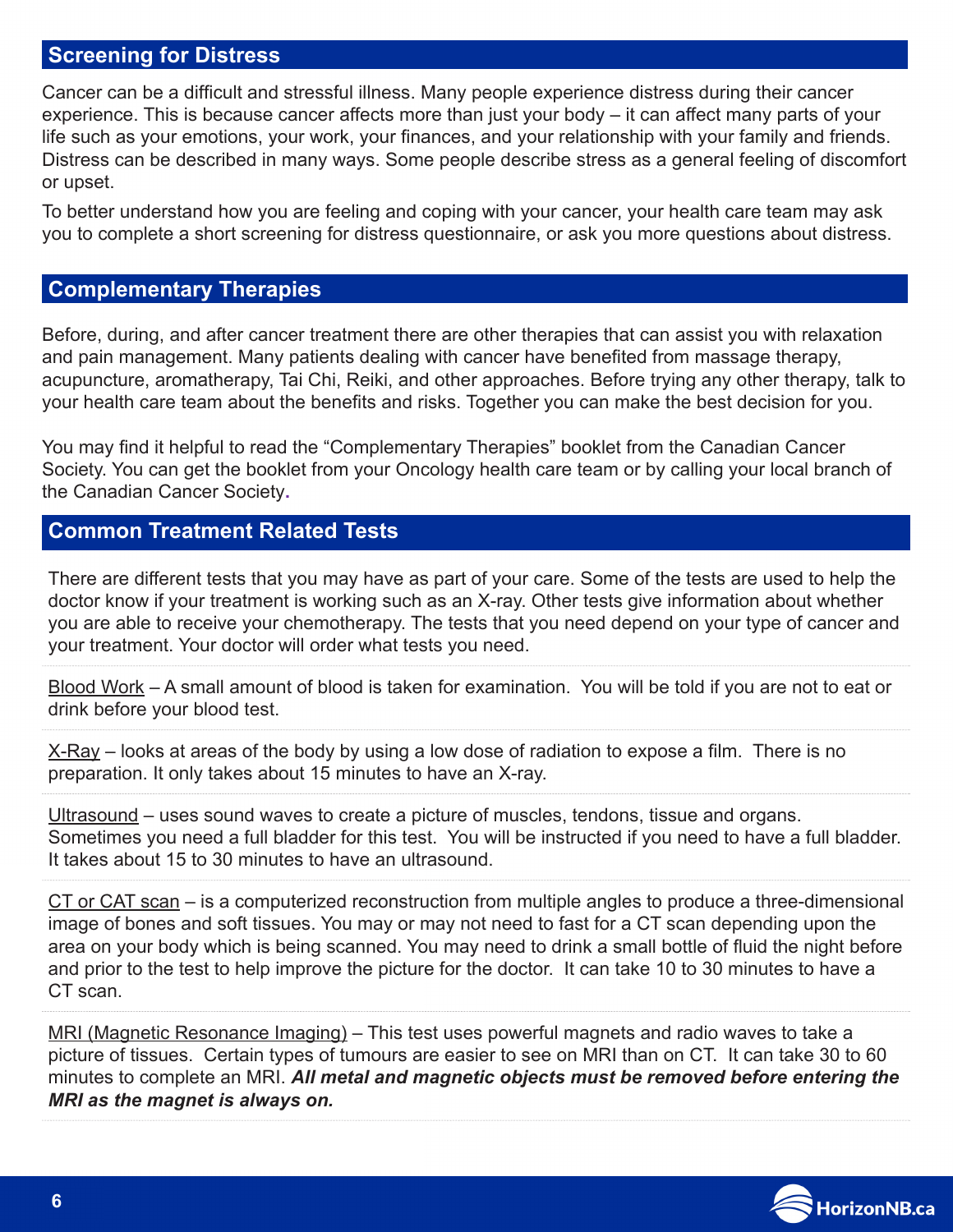## Screening for Distress

Cancer can be a difficult and stressful illness. Many people experience distress during their cancer experience. This is because cancer affects more than just your body – it can affect many parts of your life such as your emotions, your work, your finances, and your relationship with your family and friends. Distress can be described in many ways. Some people describe stress as a general feeling of discomfort or upset.

To better understand how you are feeling and coping with your cancer, your health care team may ask you to complete a short screening for distress questionnaire, or ask you more questions about distress.

## Complementary Therapies

Before, during, and after cancer treatment there are other therapies that can assist you with relaxation and pain management. Many patients dealing with cancer have benefited from massage therapy, acupuncture, aromatherapy, Tai Chi, Reiki, and other approaches. Before trying any other therapy, talk to your health care team about the benefits and risks. Together you can make the best decision for you.

You may find it helpful to read the "Complementary Therapies" booklet from the Canadian Cancer Society. You can get the booklet from your Oncology health care team or by calling your local branch of the Canadian Cancer Society.

## Common Treatment Related Tests

There are different tests that you may have as part of your care. Some of the tests are used to help the doctor know if your treatment is working such as an X-ray. Other tests give information about whether you are able to receive your chemotherapy. The tests that you need depend on your type of cancer and your treatment. Your doctor will order what tests you need.

Blood Work – A small amount of blood is taken for examination. You will be told if you are not to eat or drink before your blood test.

X-Ray – looks at areas of the body by using a low dose of radiation to expose a film. There is no preparation. It only takes about 15 minutes to have an X-ray.

Ultrasound – uses sound waves to create a picture of muscles, tendons, tissue and organs. Sometimes you need a full bladder for this test. You will be instructed if you need to have a full bladder. It takes about 15 to 30 minutes to have an ultrasound.

CT or CAT scan – is a computerized reconstruction from multiple angles to produce a three-dimensional image of bones and soft tissues. You may or may not need to fast for a CT scan depending upon the area on your body which is being scanned. You may need to drink a small bottle of fluid the night before and prior to the test to help improve the picture for the doctor. It can take 10 to 30 minutes to have a CT scan.

MRI (Magnetic Resonance Imaging) – This test uses powerful magnets and radio waves to take a picture of tissues. Certain types of tumours are easier to see on MRI than on CT. It can take 30 to 60 minutes to complete an MRI. ***All metal and magnetic objects must be removed before entering the MRI as the magnet is always on.***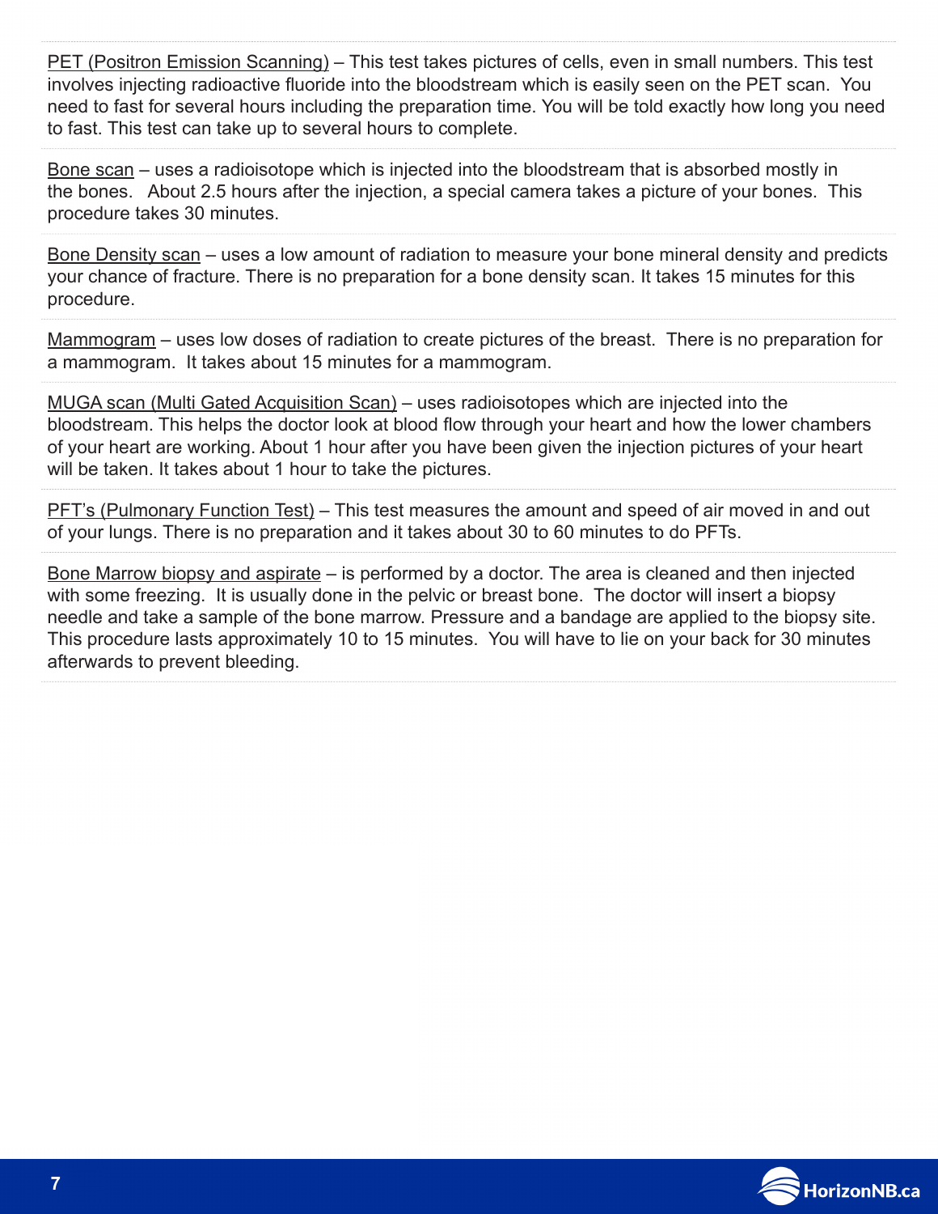<u>PET (Positron Emission Scanning)</u> – This test takes pictures of cells, even in small numbers. This test involves injecting radioactive fluoride into the bloodstream which is easily seen on the PET scan. You need to fast for several hours including the preparation time. You will be told exactly how long you need to fast. This test can take up to several hours to complete.

<u>Bone scan</u> – uses a radioisotope which is injected into the bloodstream that is absorbed mostly in the bones. About 2.5 hours after the injection, a special camera takes a picture of your bones. This procedure takes 30 minutes.

<u>Bone Density scan</u> – uses a low amount of radiation to measure your bone mineral density and predicts your chance of fracture. There is no preparation for a bone density scan. It takes 15 minutes for this procedure.

<u>Mammogram</u> – uses low doses of radiation to create pictures of the breast. There is no preparation for a mammogram. It takes about 15 minutes for a mammogram.

<u>MUGA scan (Multi Gated Acquisition Scan)</u> – uses radioisotopes which are injected into the bloodstream. This helps the doctor look at blood flow through your heart and how the lower chambers of your heart are working. About 1 hour after you have been given the injection pictures of your heart will be taken. It takes about 1 hour to take the pictures.

<u>PFT's (Pulmonary Function Test)</u> – This test measures the amount and speed of air moved in and out of your lungs. There is no preparation and it takes about 30 to 60 minutes to do PFTs.

<u>Bone Marrow biopsy and aspirate</u> – is performed by a doctor. The area is cleaned and then injected with some freezing. It is usually done in the pelvic or breast bone. The doctor will insert a biopsy needle and take a sample of the bone marrow. Pressure and a bandage are applied to the biopsy site. This procedure lasts approximately 10 to 15 minutes. You will have to lie on your back for 30 minutes afterwards to prevent bleeding.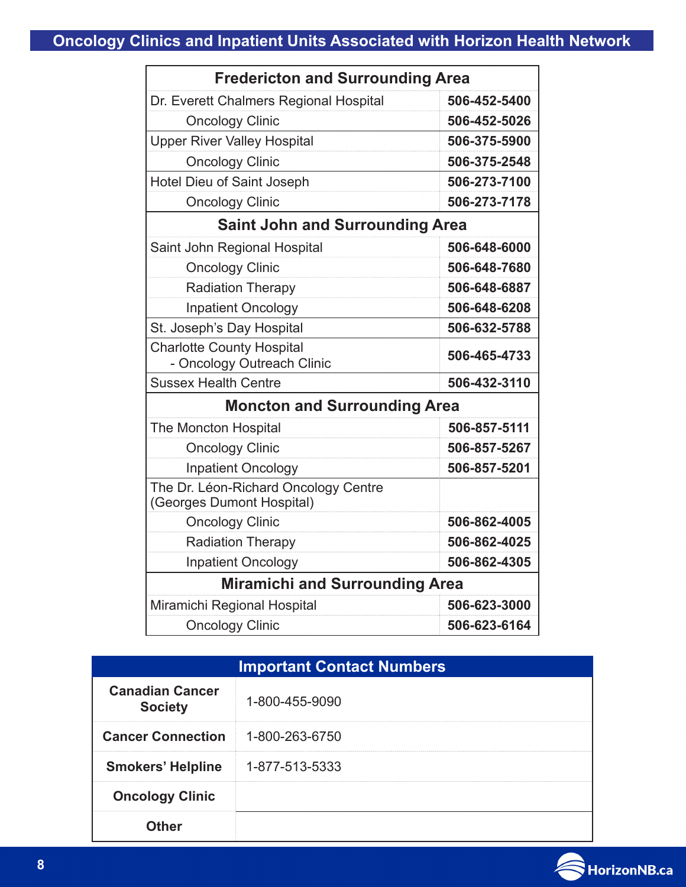## Oncology Clinics and Inpatient Units Associated with Horizon Health Network

| Fredericton and Surrounding Area | |
|---|---|
| Dr. Everett Chalmers Regional Hospital | **506-452-5400** |
| Oncology Clinic | **506-452-5026** |
| Upper River Valley Hospital | **506-375-5900** |
| Oncology Clinic | **506-375-2548** |
| Hotel Dieu of Saint Joseph | **506-273-7100** |
| Oncology Clinic | **506-273-7178** |
| **Saint John and Surrounding Area** | |
| Saint John Regional Hospital | **506-648-6000** |
| Oncology Clinic | **506-648-7680** |
| Radiation Therapy | **506-648-6887** |
| Inpatient Oncology | **506-648-6208** |
| St. Joseph's Day Hospital | **506-632-5788** |
| Charlotte County Hospital - Oncology Outreach Clinic | **506-465-4733** |
| Sussex Health Centre | **506-432-3110** |
| **Moncton and Surrounding Area** | |
| The Moncton Hospital | **506-857-5111** |
| Oncology Clinic | **506-857-5267** |
| Inpatient Oncology | **506-857-5201** |
| The Dr. Léon-Richard Oncology Centre (Georges Dumont Hospital) | |
| Oncology Clinic | **506-862-4005** |
| Radiation Therapy | **506-862-4025** |
| Inpatient Oncology | **506-862-4305** |
| **Miramichi and Surrounding Area** | |
| Miramichi Regional Hospital | **506-623-3000** |
| Oncology Clinic | **506-623-6164** |

| Important Contact Numbers | |
|---|---|
| **Canadian Cancer Society** | 1-800-455-9090 |
| **Cancer Connection** | 1-800-263-6750 |
| **Smokers' Helpline** | 1-877-513-5333 |
| **Oncology Clinic** | |
| **Other** | |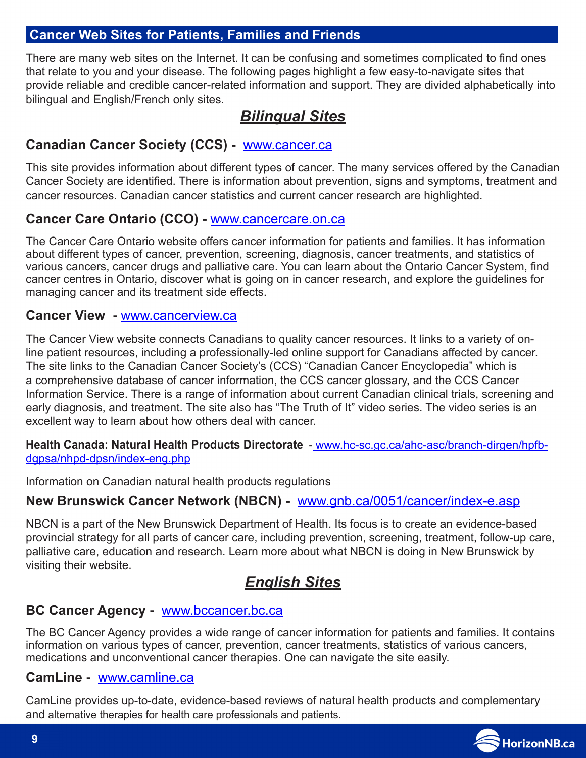## Cancer Web Sites for Patients, Families and Friends

There are many web sites on the Internet. It can be confusing and sometimes complicated to find ones that relate to you and your disease. The following pages highlight a few easy-to-navigate sites that provide reliable and credible cancer-related information and support. They are divided alphabetically into bilingual and English/French only sites.

## ***Bilingual Sites***

### Canadian Cancer Society (CCS) - www.cancer.ca

This site provides information about different types of cancer. The many services offered by the Canadian Cancer Society are identified. There is information about prevention, signs and symptoms, treatment and cancer resources. Canadian cancer statistics and current cancer research are highlighted.

### Cancer Care Ontario (CCO) - www.cancercare.on.ca

The Cancer Care Ontario website offers cancer information for patients and families. It has information about different types of cancer, prevention, screening, diagnosis, cancer treatments, and statistics of various cancers, cancer drugs and palliative care. You can learn about the Ontario Cancer System, find cancer centres in Ontario, discover what is going on in cancer research, and explore the guidelines for managing cancer and its treatment side effects.

### Cancer View - www.cancerview.ca

The Cancer View website connects Canadians to quality cancer resources. It links to a variety of on-line patient resources, including a professionally-led online support for Canadians affected by cancer. The site links to the Canadian Cancer Society's (CCS) "Canadian Cancer Encyclopedia" which is a comprehensive database of cancer information, the CCS cancer glossary, and the CCS Cancer Information Service. There is a range of information about current Canadian clinical trials, screening and early diagnosis, and treatment. The site also has "The Truth of It" video series. The video series is an excellent way to learn about how others deal with cancer.

**Health Canada: Natural Health Products Directorate** - www.hc-sc.gc.ca/ahc-asc/branch-dirgen/hpfb-dgpsa/nhpd-dpsn/index-eng.php

Information on Canadian natural health products regulations

### New Brunswick Cancer Network (NBCN) - www.gnb.ca/0051/cancer/index-e.asp

NBCN is a part of the New Brunswick Department of Health. Its focus is to create an evidence-based provincial strategy for all parts of cancer care, including prevention, screening, treatment, follow-up care, palliative care, education and research. Learn more about what NBCN is doing in New Brunswick by visiting their website.

## ***English Sites***

### BC Cancer Agency - www.bccancer.bc.ca

The BC Cancer Agency provides a wide range of cancer information for patients and families. It contains information on various types of cancer, prevention, cancer treatments, statistics of various cancers, medications and unconventional cancer therapies. One can navigate the site easily.

### CamLine - www.camline.ca

CamLine provides up-to-date, evidence-based reviews of natural health products and complementary and alternative therapies for health care professionals and patients.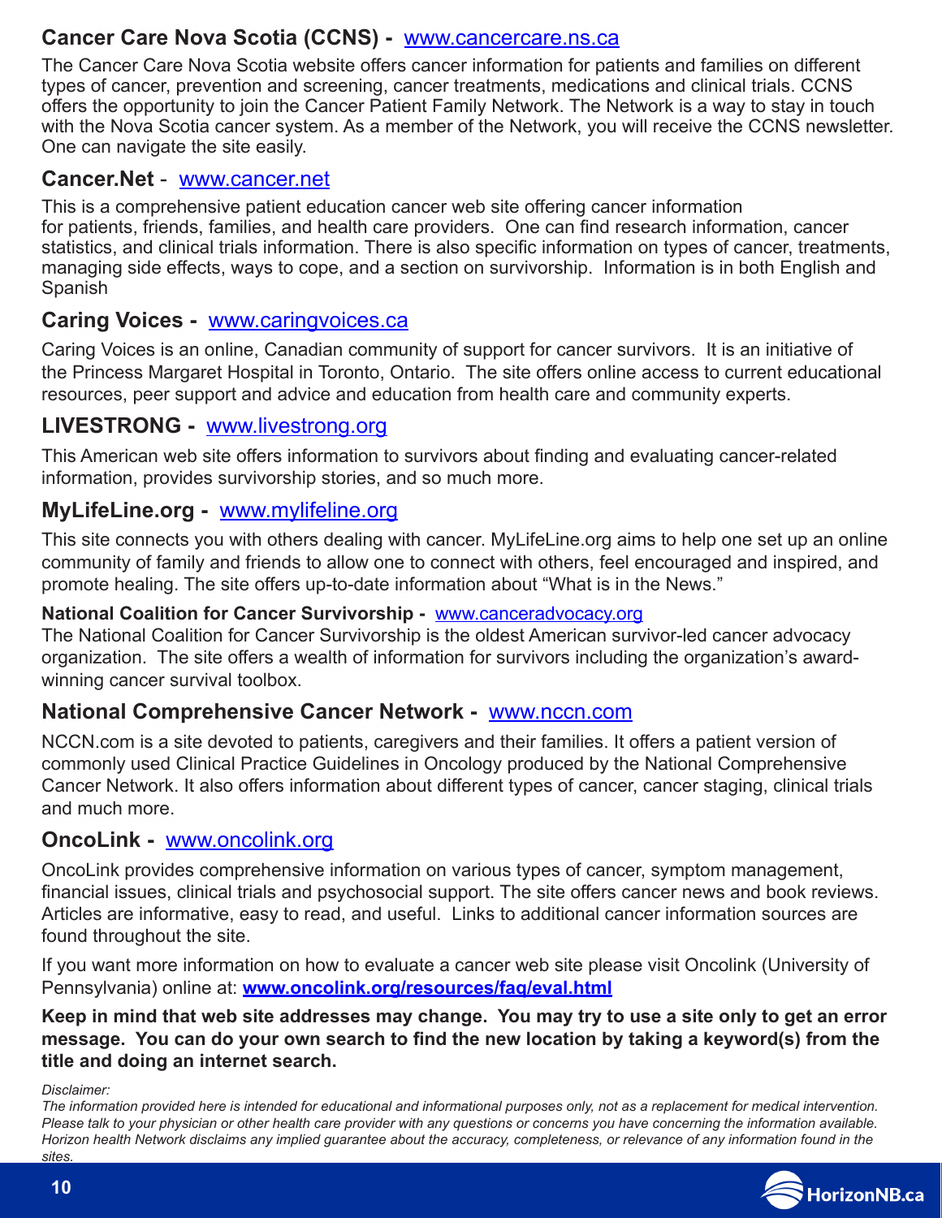## Cancer Care Nova Scotia (CCNS) - www.cancercare.ns.ca

The Cancer Care Nova Scotia website offers cancer information for patients and families on different types of cancer, prevention and screening, cancer treatments, medications and clinical trials. CCNS offers the opportunity to join the Cancer Patient Family Network. The Network is a way to stay in touch with the Nova Scotia cancer system. As a member of the Network, you will receive the CCNS newsletter. One can navigate the site easily.

## Cancer.Net - www.cancer.net

This is a comprehensive patient education cancer web site offering cancer information for patients, friends, families, and health care providers. One can find research information, cancer statistics, and clinical trials information. There is also specific information on types of cancer, treatments, managing side effects, ways to cope, and a section on survivorship. Information is in both English and Spanish

## Caring Voices - www.caringvoices.ca

Caring Voices is an online, Canadian community of support for cancer survivors. It is an initiative of the Princess Margaret Hospital in Toronto, Ontario. The site offers online access to current educational resources, peer support and advice and education from health care and community experts.

## LIVESTRONG - www.livestrong.org

This American web site offers information to survivors about finding and evaluating cancer-related information, provides survivorship stories, and so much more.

## MyLifeLine.org - www.mylifeline.org

This site connects you with others dealing with cancer. MyLifeLine.org aims to help one set up an online community of family and friends to allow one to connect with others, feel encouraged and inspired, and promote healing. The site offers up-to-date information about "What is in the News."

### National Coalition for Cancer Survivorship - www.canceradvocacy.org

The National Coalition for Cancer Survivorship is the oldest American survivor-led cancer advocacy organization. The site offers a wealth of information for survivors including the organization's award-winning cancer survival toolbox.

## National Comprehensive Cancer Network - www.nccn.com

NCCN.com is a site devoted to patients, caregivers and their families. It offers a patient version of commonly used Clinical Practice Guidelines in Oncology produced by the National Comprehensive Cancer Network. It also offers information about different types of cancer, cancer staging, clinical trials and much more.

## OncoLink - www.oncolink.org

OncoLink provides comprehensive information on various types of cancer, symptom management, financial issues, clinical trials and psychosocial support. The site offers cancer news and book reviews. Articles are informative, easy to read, and useful. Links to additional cancer information sources are found throughout the site.

If you want more information on how to evaluate a cancer web site please visit Oncolink (University of Pennsylvania) online at: **www.oncolink.org/resources/faq/eval.html**

**Keep in mind that web site addresses may change. You may try to use a site only to get an error message. You can do your own search to find the new location by taking a keyword(s) from the title and doing an internet search.**

*Disclaimer:*
*The information provided here is intended for educational and informational purposes only, not as a replacement for medical intervention. Please talk to your physician or other health care provider with any questions or concerns you have concerning the information available. Horizon health Network disclaims any implied guarantee about the accuracy, completeness, or relevance of any information found in the sites.*